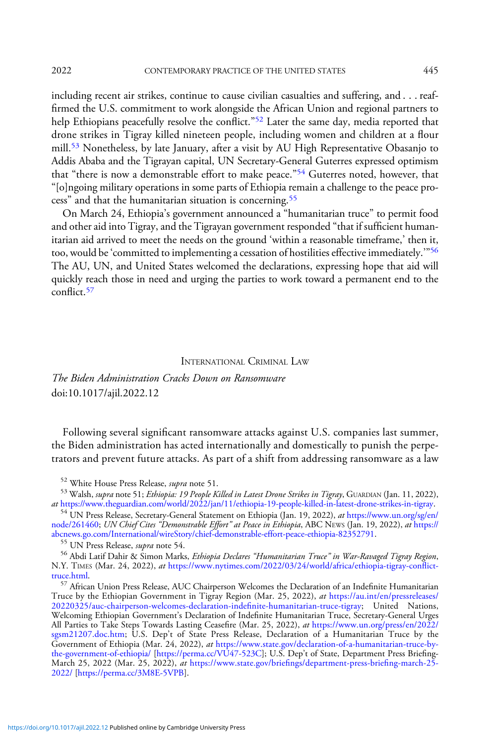including recent air strikes, continue to cause civilian casualties and suffering, and . . . reaffirmed the U.S. commitment to work alongside the African Union and regional partners to help Ethiopians peacefully resolve the conflict."[52] Later the same day, media reported that drone strikes in Tigray killed nineteen people, including women and children at a flour mill.[53] Nonetheless, by late January, after a visit by AU High Representative Obasanjo to Addis Ababa and the Tigrayan capital, UN Secretary-General Guterres expressed optimism that "there is now a demonstrable effort to make peace."[54] Guterres noted, however, that "[o]ngoing military operations in some parts of Ethiopia remain a challenge to the peace process" and that the humanitarian situation is concerning.[55]

On March 24, Ethiopia's government announced a "humanitarian truce" to permit food and other aid into Tigray, and the Tigrayan government responded "that if sufficient humanitarian aid arrived to meet the needs on the ground 'within a reasonable timeframe,' then it, too, would be 'committed to implementing a cessation of hostilities effective immediately.'"[56] The AU, UN, and United States welcomed the declarations, expressing hope that aid will quickly reach those in need and urging the parties to work toward a permanent end to the conflict.[57]

## International Criminal Law

### *The Biden Administration Cracks Down on Ransomware*

doi:10.1017/ajil.2022.12

Following several significant ransomware attacks against U.S. companies last summer, the Biden administration has acted internationally and domestically to punish the perpetrators and prevent future attacks. As part of a shift from addressing ransomware as a law

---

[52] White House Press Release, *supra* note 51.

[53] Walsh, *supra* note 51; *Ethiopia: 19 People Killed in Latest Drone Strikes in Tigray*, Guardian (Jan. 11, 2022), *at* https://www.theguardian.com/world/2022/jan/11/ethiopia-19-people-killed-in-latest-drone-strikes-in-tigray.

[54] UN Press Release, Secretary-General Statement on Ethiopia (Jan. 19, 2022), *at* https://www.un.org/sg/en/node/261460; *UN Chief Cites "Demonstrable Effort" at Peace in Ethiopia*, ABC News (Jan. 19, 2022), *at* https://abcnews.go.com/International/wireStory/chief-demonstrable-effort-peace-ethiopia-82352791.

[55] UN Press Release, *supra* note 54.

[56] Abdi Latif Dahir & Simon Marks, *Ethiopia Declares "Humanitarian Truce" in War-Ravaged Tigray Region*, N.Y. Times (Mar. 24, 2022), *at* https://www.nytimes.com/2022/03/24/world/africa/ethiopia-tigray-conflict-truce.html.

[57] African Union Press Release, AUC Chairperson Welcomes the Declaration of an Indefinite Humanitarian Truce by the Ethiopian Government in Tigray Region (Mar. 25, 2022), *at* https://au.int/en/pressreleases/20220325/auc-chairperson-welcomes-declaration-indefinite-humanitarian-truce-tigray; United Nations, Welcoming Ethiopian Government's Declaration of Indefinite Humanitarian Truce, Secretary-General Urges All Parties to Take Steps Towards Lasting Ceasefire (Mar. 25, 2022), *at* https://www.un.org/press/en/2022/sgsm21207.doc.htm; U.S. Dep't of State Press Release, Declaration of a Humanitarian Truce by the Government of Ethiopia (Mar. 24, 2022), *at* https://www.state.gov/declaration-of-a-humanitarian-truce-by-the-government-of-ethiopia/ [https://perma.cc/VU47-523C]; U.S. Dep't of State, Department Press Briefing-March 25, 2022 (Mar. 25, 2022), *at* https://www.state.gov/briefings/department-press-briefing-march-25-2022/ [https://perma.cc/3M8E-5VPB].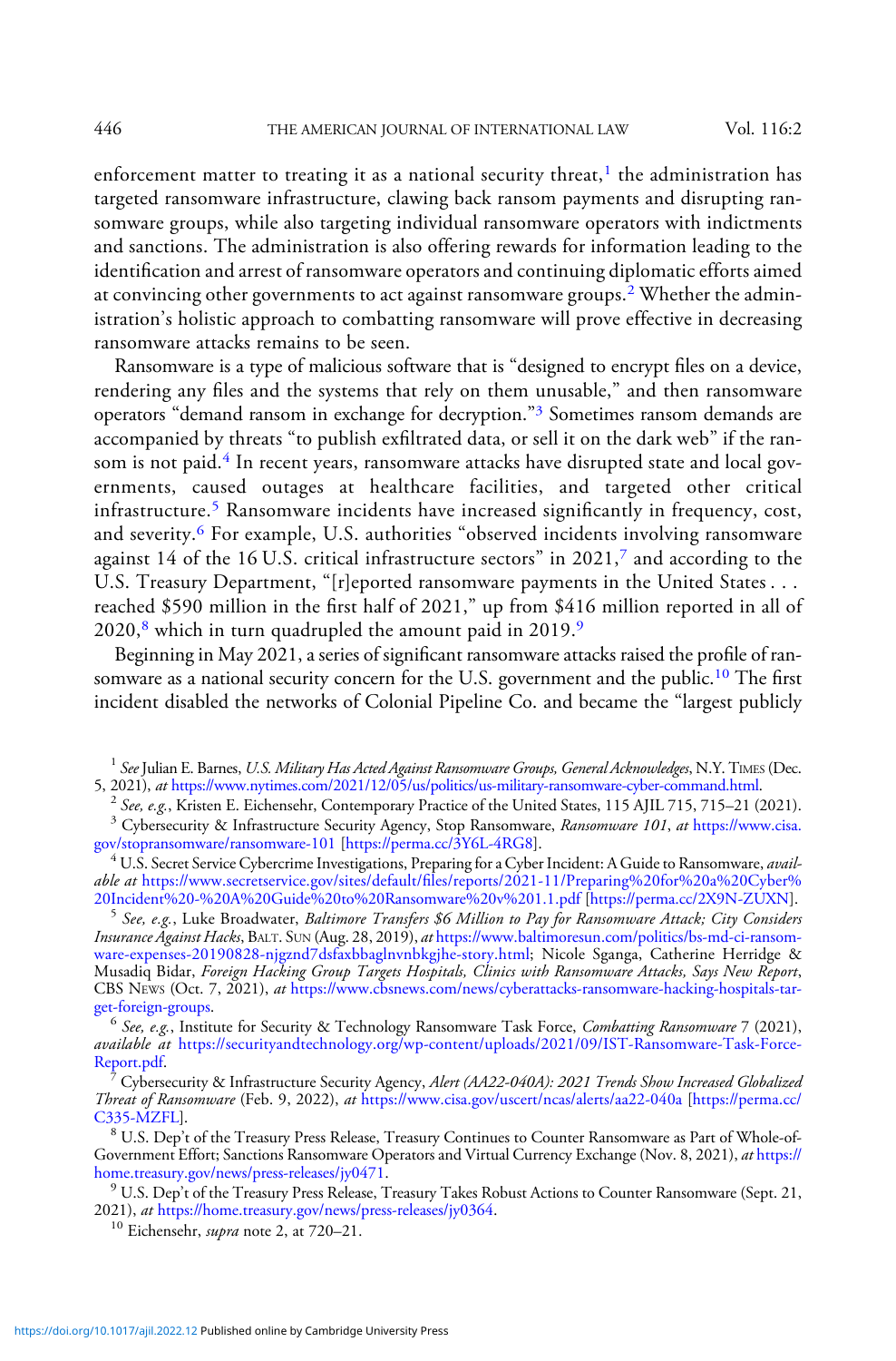enforcement matter to treating it as a national security threat,[1] the administration has targeted ransomware infrastructure, clawing back ransom payments and disrupting ransomware groups, while also targeting individual ransomware operators with indictments and sanctions. The administration is also offering rewards for information leading to the identification and arrest of ransomware operators and continuing diplomatic efforts aimed at convincing other governments to act against ransomware groups.[2] Whether the administration's holistic approach to combatting ransomware will prove effective in decreasing ransomware attacks remains to be seen.

Ransomware is a type of malicious software that is "designed to encrypt files on a device, rendering any files and the systems that rely on them unusable," and then ransomware operators "demand ransom in exchange for decryption."[3] Sometimes ransom demands are accompanied by threats "to publish exfiltrated data, or sell it on the dark web" if the ransom is not paid.[4] In recent years, ransomware attacks have disrupted state and local governments, caused outages at healthcare facilities, and targeted other critical infrastructure.[5] Ransomware incidents have increased significantly in frequency, cost, and severity.[6] For example, U.S. authorities "observed incidents involving ransomware against 14 of the 16 U.S. critical infrastructure sectors" in 2021,[7] and according to the U.S. Treasury Department, "[r]eported ransomware payments in the United States . . . reached $590 million in the first half of 2021," up from $416 million reported in all of 2020,[8] which in turn quadrupled the amount paid in 2019.[9]

Beginning in May 2021, a series of significant ransomware attacks raised the profile of ransomware as a national security concern for the U.S. government and the public.[10] The first incident disabled the networks of Colonial Pipeline Co. and became the "largest publicly

---

[1] *See* Julian E. Barnes, *U.S. Military Has Acted Against Ransomware Groups, General Acknowledges*, N.Y. TIMES (Dec. 5, 2021), *at* https://www.nytimes.com/2021/12/05/us/politics/us-military-ransomware-cyber-command.html.

[2] *See, e.g.*, Kristen E. Eichensehr, Contemporary Practice of the United States, 115 AJIL 715, 715–21 (2021).

[3] Cybersecurity & Infrastructure Security Agency, Stop Ransomware, *Ransomware 101*, *at* https://www.cisa.gov/stopransomware/ransomware-101 [https://perma.cc/3Y6L-4RG8].

[4] U.S. Secret Service Cybercrime Investigations, Preparing for a Cyber Incident: A Guide to Ransomware, *available at* https://www.secretservice.gov/sites/default/files/reports/2021-11/Preparing%20for%20a%20Cyber%20Incident%20-%20A%20Guide%20to%20Ransomware%20v%201.1.pdf [https://perma.cc/2X9N-ZUXN].

[5] *See, e.g.*, Luke Broadwater, *Baltimore Transfers $6 Million to Pay for Ransomware Attack; City Considers Insurance Against Hacks*, BALT. SUN (Aug. 28, 2019), *at* https://www.baltimoresun.com/politics/bs-md-ci-ransomware-expenses-20190828-njgznd7dsfaxbbaglnvnbkgjhe-story.html; Nicole Sganga, Catherine Herridge & Musadiq Bidar, *Foreign Hacking Group Targets Hospitals, Clinics with Ransomware Attacks, Says New Report*, CBS NEWS (Oct. 7, 2021), *at* https://www.cbsnews.com/news/cyberattacks-ransomware-hacking-hospitals-target-foreign-groups.

[6] *See, e.g.*, Institute for Security & Technology Ransomware Task Force, *Combatting Ransomware* 7 (2021), *available at* https://securityandtechnology.org/wp-content/uploads/2021/09/IST-Ransomware-Task-Force-Report.pdf.

[7] Cybersecurity & Infrastructure Security Agency, *Alert (AA22-040A): 2021 Trends Show Increased Globalized Threat of Ransomware* (Feb. 9, 2022), *at* https://www.cisa.gov/uscert/ncas/alerts/aa22-040a [https://perma.cc/C335-MZFL].

[8] U.S. Dep't of the Treasury Press Release, Treasury Continues to Counter Ransomware as Part of Whole-of-Government Effort; Sanctions Ransomware Operators and Virtual Currency Exchange (Nov. 8, 2021), *at* https://home.treasury.gov/news/press-releases/jy0471.

[9] U.S. Dep't of the Treasury Press Release, Treasury Takes Robust Actions to Counter Ransomware (Sept. 21, 2021), *at* https://home.treasury.gov/news/press-releases/jy0364.

[10] Eichensehr, *supra* note 2, at 720–21.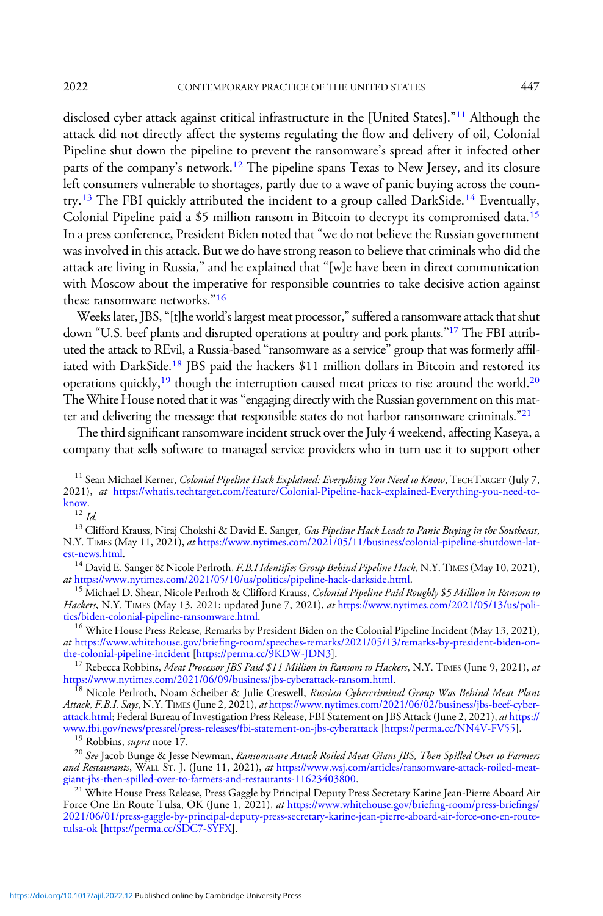disclosed cyber attack against critical infrastructure in the [United States]."[11] Although the attack did not directly affect the systems regulating the flow and delivery of oil, Colonial Pipeline shut down the pipeline to prevent the ransomware's spread after it infected other parts of the company's network.[12] The pipeline spans Texas to New Jersey, and its closure left consumers vulnerable to shortages, partly due to a wave of panic buying across the country.[13] The FBI quickly attributed the incident to a group called DarkSide.[14] Eventually, Colonial Pipeline paid a $5 million ransom in Bitcoin to decrypt its compromised data.[15] In a press conference, President Biden noted that "we do not believe the Russian government was involved in this attack. But we do have strong reason to believe that criminals who did the attack are living in Russia," and he explained that "[w]e have been in direct communication with Moscow about the imperative for responsible countries to take decisive action against these ransomware networks."[16]

Weeks later, JBS, "[t]he world's largest meat processor," suffered a ransomware attack that shut down "U.S. beef plants and disrupted operations at poultry and pork plants."[17] The FBI attributed the attack to REvil, a Russia-based "ransomware as a service" group that was formerly affiliated with DarkSide.[18] JBS paid the hackers $11 million dollars in Bitcoin and restored its operations quickly,[19] though the interruption caused meat prices to rise around the world.[20] The White House noted that it was "engaging directly with the Russian government on this matter and delivering the message that responsible states do not harbor ransomware criminals."[21]

The third significant ransomware incident struck over the July 4 weekend, affecting Kaseya, a company that sells software to managed service providers who in turn use it to support other

[11] Sean Michael Kerner, *Colonial Pipeline Hack Explained: Everything You Need to Know*, TECHTARGET (July 7, 2021), *at* https://whatis.techtarget.com/feature/Colonial-Pipeline-hack-explained-Everything-you-need-to-know.

[12] *Id.*

[13] Clifford Krauss, Niraj Chokshi & David E. Sanger, *Gas Pipeline Hack Leads to Panic Buying in the Southeast*, N.Y. TIMES (May 11, 2021), *at* https://www.nytimes.com/2021/05/11/business/colonial-pipeline-shutdown-latest-news.html.

[14] David E. Sanger & Nicole Perlroth, *F.B.I Identifies Group Behind Pipeline Hack*, N.Y. TIMES (May 10, 2021), *at* https://www.nytimes.com/2021/05/10/us/politics/pipeline-hack-darkside.html.

[15] Michael D. Shear, Nicole Perlroth & Clifford Krauss, *Colonial Pipeline Paid Roughly $5 Million in Ransom to Hackers*, N.Y. TIMES (May 13, 2021; updated June 7, 2021), *at* https://www.nytimes.com/2021/05/13/us/politics/biden-colonial-pipeline-ransomware.html.

[16] White House Press Release, Remarks by President Biden on the Colonial Pipeline Incident (May 13, 2021), *at* https://www.whitehouse.gov/briefing-room/speeches-remarks/2021/05/13/remarks-by-president-biden-on-the-colonial-pipeline-incident [https://perma.cc/9KDW-JDN3].

[17] Rebecca Robbins, *Meat Processor JBS Paid $11 Million in Ransom to Hackers*, N.Y. TIMES (June 9, 2021), *at* https://www.nytimes.com/2021/06/09/business/jbs-cyberattack-ransom.html.

[18] Nicole Perlroth, Noam Scheiber & Julie Creswell, *Russian Cybercriminal Group Was Behind Meat Plant Attack, F.B.I. Says*, N.Y. TIMES (June 2, 2021), *at* https://www.nytimes.com/2021/06/02/business/jbs-beef-cyberattack.html; Federal Bureau of Investigation Press Release, FBI Statement on JBS Attack (June 2, 2021), *at* https://www.fbi.gov/news/pressrel/press-releases/fbi-statement-on-jbs-cyberattack [https://perma.cc/NN4V-FV55].

[19] Robbins, *supra* note 17.

[20] *See* Jacob Bunge & Jesse Newman, *Ransomware Attack Roiled Meat Giant JBS, Then Spilled Over to Farmers and Restaurants*, WALL ST. J. (June 11, 2021), *at* https://www.wsj.com/articles/ransomware-attack-roiled-meat-giant-jbs-then-spilled-over-to-farmers-and-restaurants-11623403800.

[21] White House Press Release, Press Gaggle by Principal Deputy Press Secretary Karine Jean-Pierre Aboard Air Force One En Route Tulsa, OK (June 1, 2021), *at* https://www.whitehouse.gov/briefing-room/press-briefings/2021/06/01/press-gaggle-by-principal-deputy-press-secretary-karine-jean-pierre-aboard-air-force-one-en-route-tulsa-ok [https://perma.cc/SDC7-SYFX].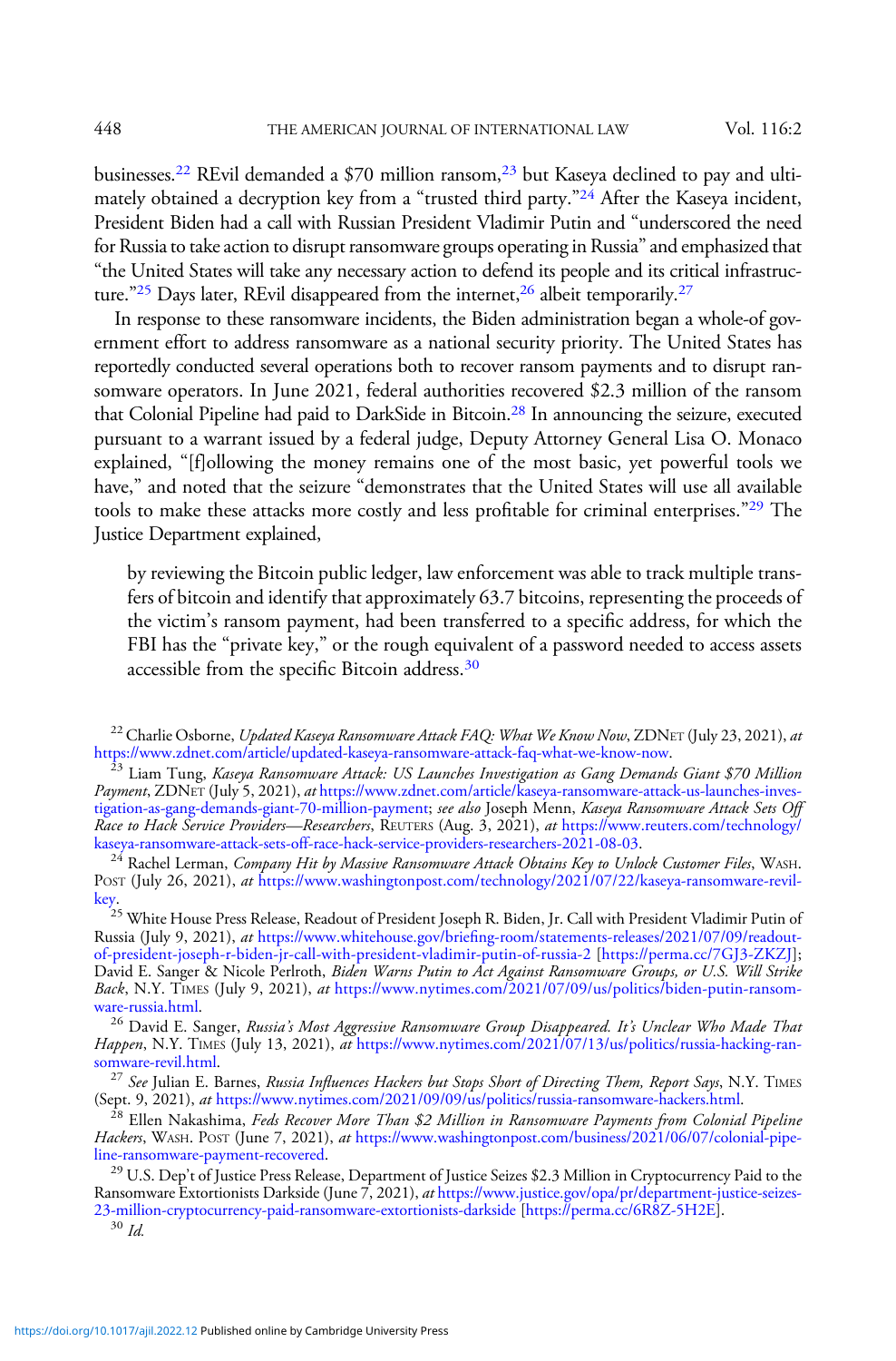businesses.[22] REvil demanded a $70 million ransom,[23] but Kaseya declined to pay and ultimately obtained a decryption key from a "trusted third party."[24] After the Kaseya incident, President Biden had a call with Russian President Vladimir Putin and "underscored the need for Russia to take action to disrupt ransomware groups operating in Russia" and emphasized that "the United States will take any necessary action to defend its people and its critical infrastructure."[25] Days later, REvil disappeared from the internet,[26] albeit temporarily.[27]

In response to these ransomware incidents, the Biden administration began a whole-of-government effort to address ransomware as a national security priority. The United States has reportedly conducted several operations both to recover ransom payments and to disrupt ransomware operators. In June 2021, federal authorities recovered $2.3 million of the ransom that Colonial Pipeline had paid to DarkSide in Bitcoin.[28] In announcing the seizure, executed pursuant to a warrant issued by a federal judge, Deputy Attorney General Lisa O. Monaco explained, "[f]ollowing the money remains one of the most basic, yet powerful tools we have," and noted that the seizure "demonstrates that the United States will use all available tools to make these attacks more costly and less profitable for criminal enterprises."[29] The Justice Department explained,

> by reviewing the Bitcoin public ledger, law enforcement was able to track multiple transfers of bitcoin and identify that approximately 63.7 bitcoins, representing the proceeds of the victim's ransom payment, had been transferred to a specific address, for which the FBI has the "private key," or the rough equivalent of a password needed to access assets accessible from the specific Bitcoin address.[30]

[22] Charlie Osborne, *Updated Kaseya Ransomware Attack FAQ: What We Know Now*, ZDNET (July 23, 2021), *at* https://www.zdnet.com/article/updated-kaseya-ransomware-attack-faq-what-we-know-now.

[23] Liam Tung, *Kaseya Ransomware Attack: US Launches Investigation as Gang Demands Giant $70 Million Payment*, ZDNET (July 5, 2021), *at* https://www.zdnet.com/article/kaseya-ransomware-attack-us-launches-investigation-as-gang-demands-giant-70-million-payment; *see also* Joseph Menn, *Kaseya Ransomware Attack Sets Off Race to Hack Service Providers—Researchers*, REUTERS (Aug. 3, 2021), *at* https://www.reuters.com/technology/kaseya-ransomware-attack-sets-off-race-hack-service-providers-researchers-2021-08-03.

[24] Rachel Lerman, *Company Hit by Massive Ransomware Attack Obtains Key to Unlock Customer Files*, WASH. POST (July 26, 2021), *at* https://www.washingtonpost.com/technology/2021/07/22/kaseya-ransomware-revil-key.

[25] White House Press Release, Readout of President Joseph R. Biden, Jr. Call with President Vladimir Putin of Russia (July 9, 2021), *at* https://www.whitehouse.gov/briefing-room/statements-releases/2021/07/09/readout-of-president-joseph-r-biden-jr-call-with-president-vladimir-putin-of-russia-2 [https://perma.cc/7GJ3-ZKZJ]; David E. Sanger & Nicole Perlroth, *Biden Warns Putin to Act Against Ransomware Groups, or U.S. Will Strike Back*, N.Y. TIMES (July 9, 2021), *at* https://www.nytimes.com/2021/07/09/us/politics/biden-putin-ransomware-russia.html.

[26] David E. Sanger, *Russia's Most Aggressive Ransomware Group Disappeared. It's Unclear Who Made That Happen*, N.Y. TIMES (July 13, 2021), *at* https://www.nytimes.com/2021/07/13/us/politics/russia-hacking-ransomware-revil.html.

[27] *See* Julian E. Barnes, *Russia Influences Hackers but Stops Short of Directing Them, Report Says*, N.Y. TIMES (Sept. 9, 2021), *at* https://www.nytimes.com/2021/09/09/us/politics/russia-ransomware-hackers.html.

[28] Ellen Nakashima, *Feds Recover More Than $2 Million in Ransomware Payments from Colonial Pipeline Hackers*, WASH. POST (June 7, 2021), *at* https://www.washingtonpost.com/business/2021/06/07/colonial-pipeline-ransomware-payment-recovered.

[29] U.S. Dep't of Justice Press Release, Department of Justice Seizes $2.3 Million in Cryptocurrency Paid to the Ransomware Extortionists Darkside (June 7, 2021), *at* https://www.justice.gov/opa/pr/department-justice-seizes-23-million-cryptocurrency-paid-ransomware-extortionists-darkside [https://perma.cc/6R8Z-5H2E].

[30] *Id.*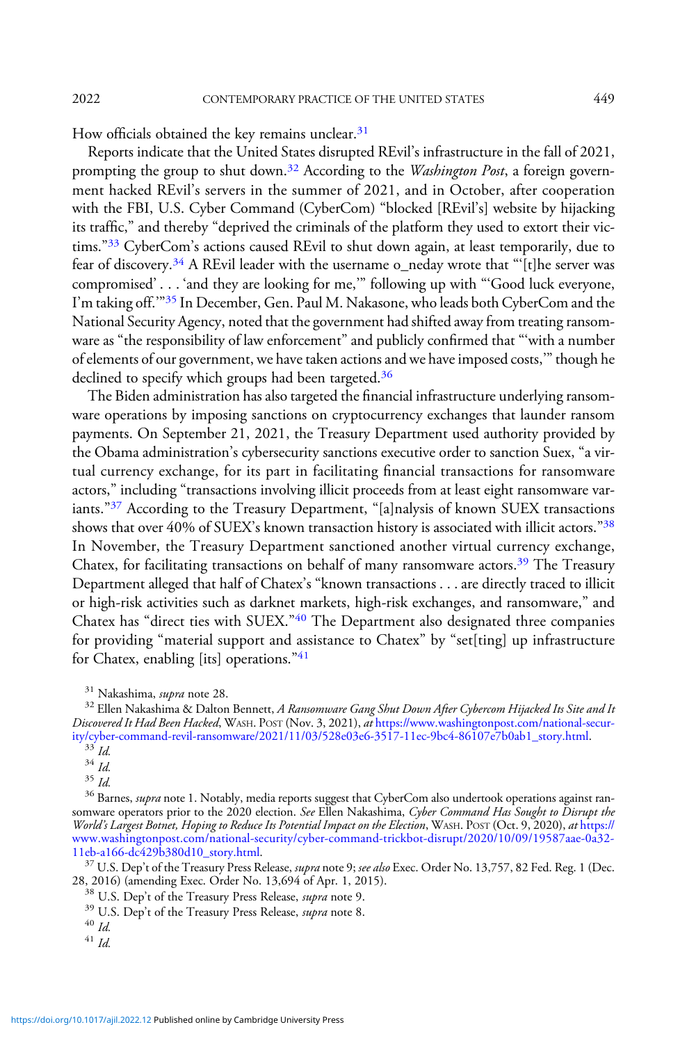How officials obtained the key remains unclear.[31]

Reports indicate that the United States disrupted REvil's infrastructure in the fall of 2021, prompting the group to shut down.[32] According to the *Washington Post*, a foreign government hacked REvil's servers in the summer of 2021, and in October, after cooperation with the FBI, U.S. Cyber Command (CyberCom) "blocked [REvil's] website by hijacking its traffic," and thereby "deprived the criminals of the platform they used to extort their victims."[33] CyberCom's actions caused REvil to shut down again, at least temporarily, due to fear of discovery.[34] A REvil leader with the username o_neday wrote that "'[t]he server was compromised' . . . 'and they are looking for me,'" following up with "'Good luck everyone, I'm taking off.'"[35] In December, Gen. Paul M. Nakasone, who leads both CyberCom and the National Security Agency, noted that the government had shifted away from treating ransomware as "the responsibility of law enforcement" and publicly confirmed that "'with a number of elements of our government, we have taken actions and we have imposed costs,'" though he declined to specify which groups had been targeted.[36]

The Biden administration has also targeted the financial infrastructure underlying ransomware operations by imposing sanctions on cryptocurrency exchanges that launder ransom payments. On September 21, 2021, the Treasury Department used authority provided by the Obama administration's cybersecurity sanctions executive order to sanction Suex, "a virtual currency exchange, for its part in facilitating financial transactions for ransomware actors," including "transactions involving illicit proceeds from at least eight ransomware variants."[37] According to the Treasury Department, "[a]nalysis of known SUEX transactions shows that over 40% of SUEX's known transaction history is associated with illicit actors."[38] In November, the Treasury Department sanctioned another virtual currency exchange, Chatex, for facilitating transactions on behalf of many ransomware actors.[39] The Treasury Department alleged that half of Chatex's "known transactions . . . are directly traced to illicit or high-risk activities such as darknet markets, high-risk exchanges, and ransomware," and Chatex has "direct ties with SUEX."[40] The Department also designated three companies for providing "material support and assistance to Chatex" by "set[ting] up infrastructure for Chatex, enabling [its] operations."[41]

[31] Nakashima, *supra* note 28.

[32] Ellen Nakashima & Dalton Bennett, *A Ransomware Gang Shut Down After Cybercom Hijacked Its Site and It Discovered It Had Been Hacked*, WASH. POST (Nov. 3, 2021), *at* https://www.washingtonpost.com/national-security/cyber-command-revil-ransomware/2021/11/03/528e03e6-3517-11ec-9bc4-86107e7b0ab1_story.html.

[33] *Id.*

[34] *Id.*

[35] *Id.*

[36] Barnes, *supra* note 1. Notably, media reports suggest that CyberCom also undertook operations against ransomware operators prior to the 2020 election. *See* Ellen Nakashima, *Cyber Command Has Sought to Disrupt the World's Largest Botnet, Hoping to Reduce Its Potential Impact on the Election*, WASH. POST (Oct. 9, 2020), *at* https://www.washingtonpost.com/national-security/cyber-command-trickbot-disrupt/2020/10/09/19587aae-0a32-11eb-a166-dc429b380d10_story.html.

[37] U.S. Dep't of the Treasury Press Release, *supra* note 9; *see also* Exec. Order No. 13,757, 82 Fed. Reg. 1 (Dec. 28, 2016) (amending Exec. Order No. 13,694 of Apr. 1, 2015).

[38] U.S. Dep't of the Treasury Press Release, *supra* note 9.

[39] U.S. Dep't of the Treasury Press Release, *supra* note 8.

[40] *Id.*

[41] *Id.*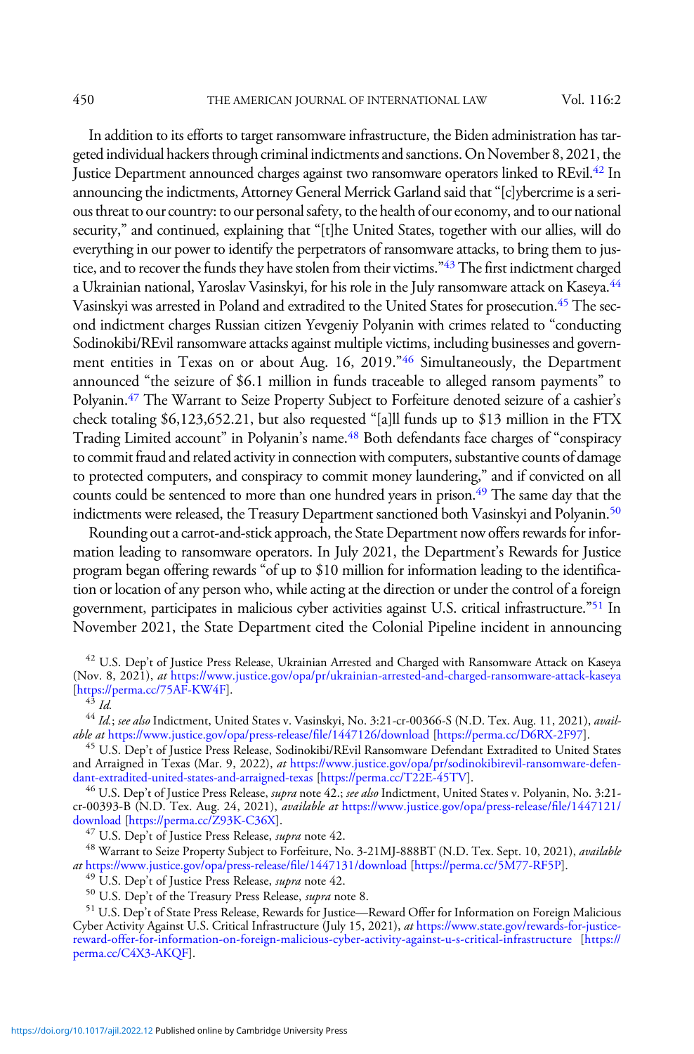In addition to its efforts to target ransomware infrastructure, the Biden administration has targeted individual hackers through criminal indictments and sanctions. On November 8, 2021, the Justice Department announced charges against two ransomware operators linked to REvil.[42] In announcing the indictments, Attorney General Merrick Garland said that "[c]ybercrime is a serious threat to our country: to our personal safety, to the health of our economy, and to our national security," and continued, explaining that "[t]he United States, together with our allies, will do everything in our power to identify the perpetrators of ransomware attacks, to bring them to justice, and to recover the funds they have stolen from their victims."[43] The first indictment charged a Ukrainian national, Yaroslav Vasinskyi, for his role in the July ransomware attack on Kaseya.[44] Vasinskyi was arrested in Poland and extradited to the United States for prosecution.[45] The second indictment charges Russian citizen Yevgeniy Polyanin with crimes related to "conducting Sodinokibi/REvil ransomware attacks against multiple victims, including businesses and government entities in Texas on or about Aug. 16, 2019."[46] Simultaneously, the Department announced "the seizure of $6.1 million in funds traceable to alleged ransom payments" to Polyanin.[47] The Warrant to Seize Property Subject to Forfeiture denoted seizure of a cashier's check totaling $6,123,652.21, but also requested "[a]ll funds up to $13 million in the FTX Trading Limited account" in Polyanin's name.[48] Both defendants face charges of "conspiracy to commit fraud and related activity in connection with computers, substantive counts of damage to protected computers, and conspiracy to commit money laundering," and if convicted on all counts could be sentenced to more than one hundred years in prison.[49] The same day that the indictments were released, the Treasury Department sanctioned both Vasinskyi and Polyanin.[50]

Rounding out a carrot-and-stick approach, the State Department now offers rewards for information leading to ransomware operators. In July 2021, the Department's Rewards for Justice program began offering rewards "of up to $10 million for information leading to the identification or location of any person who, while acting at the direction or under the control of a foreign government, participates in malicious cyber activities against U.S. critical infrastructure."[51] In November 2021, the State Department cited the Colonial Pipeline incident in announcing

---

[42] U.S. Dep't of Justice Press Release, Ukrainian Arrested and Charged with Ransomware Attack on Kaseya (Nov. 8, 2021), *at* https://www.justice.gov/opa/pr/ukrainian-arrested-and-charged-ransomware-attack-kaseya [https://perma.cc/75AF-KW4F].

[43] *Id.*

[44] *Id.*; *see also* Indictment, United States v. Vasinskyi, No. 3:21-cr-00366-S (N.D. Tex. Aug. 11, 2021), *available at* https://www.justice.gov/opa/press-release/file/1447126/download [https://perma.cc/D6RX-2F97].

[45] U.S. Dep't of Justice Press Release, Sodinokibi/REvil Ransomware Defendant Extradited to United States and Arraigned in Texas (Mar. 9, 2022), *at* https://www.justice.gov/opa/pr/sodinokibirevil-ransomware-defendant-extradited-united-states-and-arraigned-texas [https://perma.cc/T22E-45TV].

[46] U.S. Dep't of Justice Press Release, *supra* note 42.; *see also* Indictment, United States v. Polyanin, No. 3:21-cr-00393-B (N.D. Tex. Aug. 24, 2021), *available at* https://www.justice.gov/opa/press-release/file/1447121/download [https://perma.cc/Z93K-C36X].

[47] U.S. Dep't of Justice Press Release, *supra* note 42.

[48] Warrant to Seize Property Subject to Forfeiture, No. 3-21MJ-888BT (N.D. Tex. Sept. 10, 2021), *available at* https://www.justice.gov/opa/press-release/file/1447131/download [https://perma.cc/5M77-RF5P].

[49] U.S. Dep't of Justice Press Release, *supra* note 42.

[50] U.S. Dep't of the Treasury Press Release, *supra* note 8.

[51] U.S. Dep't of State Press Release, Rewards for Justice—Reward Offer for Information on Foreign Malicious Cyber Activity Against U.S. Critical Infrastructure (July 15, 2021), *at* https://www.state.gov/rewards-for-justice-reward-offer-for-information-on-foreign-malicious-cyber-activity-against-u-s-critical-infrastructure [https://perma.cc/C4X3-AKQF].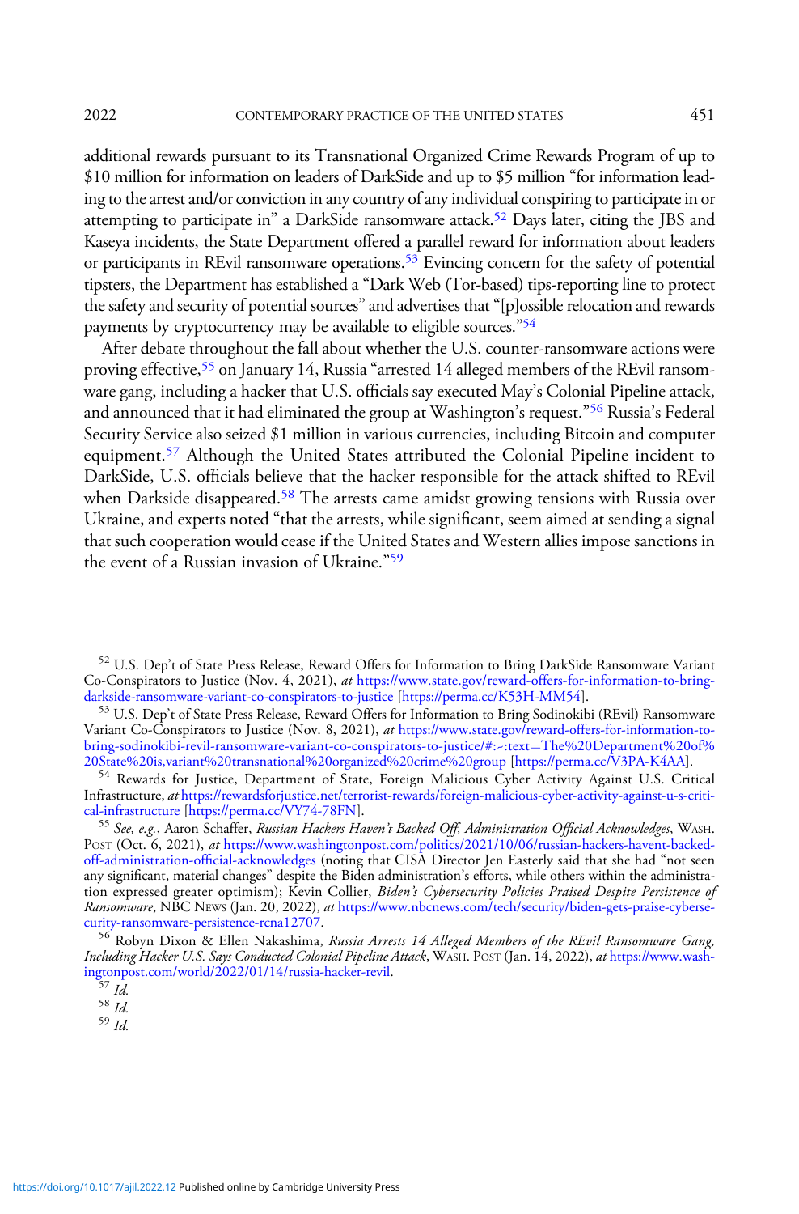additional rewards pursuant to its Transnational Organized Crime Rewards Program of up to $10 million for information on leaders of DarkSide and up to $5 million "for information leading to the arrest and/or conviction in any country of any individual conspiring to participate in or attempting to participate in" a DarkSide ransomware attack.[52] Days later, citing the JBS and Kaseya incidents, the State Department offered a parallel reward for information about leaders or participants in REvil ransomware operations.[53] Evincing concern for the safety of potential tipsters, the Department has established a "Dark Web (Tor-based) tips-reporting line to protect the safety and security of potential sources" and advertises that "[p]ossible relocation and rewards payments by cryptocurrency may be available to eligible sources."[54]

After debate throughout the fall about whether the U.S. counter-ransomware actions were proving effective,[55] on January 14, Russia "arrested 14 alleged members of the REvil ransomware gang, including a hacker that U.S. officials say executed May's Colonial Pipeline attack, and announced that it had eliminated the group at Washington's request."[56] Russia's Federal Security Service also seized $1 million in various currencies, including Bitcoin and computer equipment.[57] Although the United States attributed the Colonial Pipeline incident to DarkSide, U.S. officials believe that the hacker responsible for the attack shifted to REvil when Darkside disappeared.[58] The arrests came amidst growing tensions with Russia over Ukraine, and experts noted "that the arrests, while significant, seem aimed at sending a signal that such cooperation would cease if the United States and Western allies impose sanctions in the event of a Russian invasion of Ukraine."[59]

---

[52] U.S. Dep't of State Press Release, Reward Offers for Information to Bring DarkSide Ransomware Variant Co-Conspirators to Justice (Nov. 4, 2021), *at* https://www.state.gov/reward-offers-for-information-to-bring-darkside-ransomware-variant-co-conspirators-to-justice [https://perma.cc/K53H-MM54].

[53] U.S. Dep't of State Press Release, Reward Offers for Information to Bring Sodinokibi (REvil) Ransomware Variant Co-Conspirators to Justice (Nov. 8, 2021), *at* https://www.state.gov/reward-offers-for-information-to-bring-sodinokibi-revil-ransomware-variant-co-conspirators-to-justice/#:~:text=The%20Department%20of%20State%20is,variant%20transnational%20organized%20crime%20group [https://perma.cc/V3PA-K4AA].

[54] Rewards for Justice, Department of State, Foreign Malicious Cyber Activity Against U.S. Critical Infrastructure, *at* https://rewardsforjustice.net/terrorist-rewards/foreign-malicious-cyber-activity-against-u-s-critical-infrastructure [https://perma.cc/VY74-78FN].

[55] *See, e.g.*, Aaron Schaffer, *Russian Hackers Haven't Backed Off, Administration Official Acknowledges*, WASH. POST (Oct. 6, 2021), *at* https://www.washingtonpost.com/politics/2021/10/06/russian-hackers-havent-backed-off-administration-official-acknowledges (noting that CISA Director Jen Easterly said that she had "not seen any significant, material changes" despite the Biden administration's efforts, while others within the administration expressed greater optimism); Kevin Collier, *Biden's Cybersecurity Policies Praised Despite Persistence of Ransomware*, NBC NEWS (Jan. 20, 2022), *at* https://www.nbcnews.com/tech/security/biden-gets-praise-cybersecurity-ransomware-persistence-rcna12707.

[56] Robyn Dixon & Ellen Nakashima, *Russia Arrests 14 Alleged Members of the REvil Ransomware Gang, Including Hacker U.S. Says Conducted Colonial Pipeline Attack*, WASH. POST (Jan. 14, 2022), *at* https://www.washingtonpost.com/world/2022/01/14/russia-hacker-revil.

[57] *Id.*

[58] *Id.*

[59] *Id.*